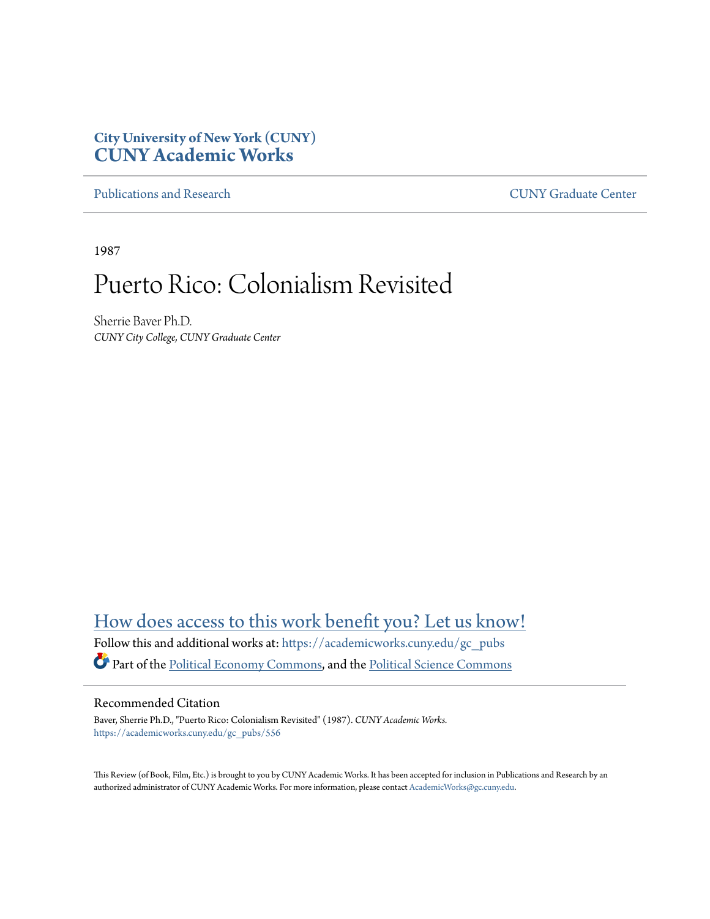City University of New York (CUNY)
**CUNY Academic Works**

Publications and Research | CUNY Graduate Center

1987

# Puerto Rico: Colonialism Revisited

Sherrie Baver Ph.D.
*CUNY City College, CUNY Graduate Center*

How does access to this work benefit you? Let us know!

Follow this and additional works at: https://academicworks.cuny.edu/gc_pubs

Part of the Political Economy Commons, and the Political Science Commons

## Recommended Citation

Baver, Sherrie Ph.D., "Puerto Rico: Colonialism Revisited" (1987). *CUNY Academic Works.*
https://academicworks.cuny.edu/gc_pubs/556

This Review (of Book, Film, Etc.) is brought to you by CUNY Academic Works. It has been accepted for inclusion in Publications and Research by an authorized administrator of CUNY Academic Works. For more information, please contact AcademicWorks@gc.cuny.edu.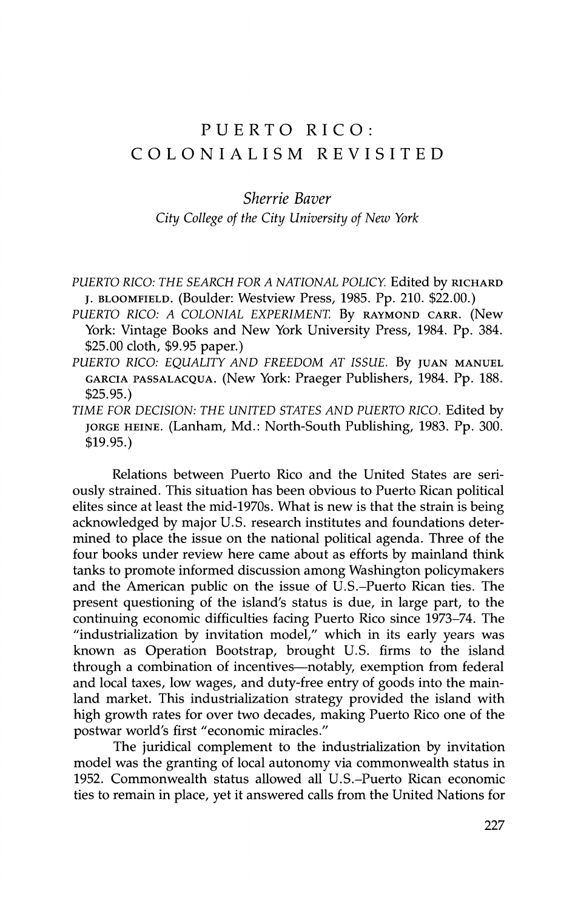# PUERTO RICO: COLONIALISM REVISITED

*Sherrie Baver*
*City College of the City University of New York*

*PUERTO RICO: THE SEARCH FOR A NATIONAL POLICY.* Edited by RICHARD J. BLOOMFIELD. (Boulder: Westview Press, 1985. Pp. 210. $22.00.)

*PUERTO RICO: A COLONIAL EXPERIMENT.* By RAYMOND CARR. (New York: Vintage Books and New York University Press, 1984. Pp. 384. $25.00 cloth, $9.95 paper.)

*PUERTO RICO: EQUALITY AND FREEDOM AT ISSUE.* By JUAN MANUEL GARCIA PASSALACQUA. (New York: Praeger Publishers, 1984. Pp. 188. $25.95.)

*TIME FOR DECISION: THE UNITED STATES AND PUERTO RICO.* Edited by JORGE HEINE. (Lanham, Md.: North-South Publishing, 1983. Pp. 300. $19.95.)

Relations between Puerto Rico and the United States are seriously strained. This situation has been obvious to Puerto Rican political elites since at least the mid-1970s. What is new is that the strain is being acknowledged by major U.S. research institutes and foundations determined to place the issue on the national political agenda. Three of the four books under review here came about as efforts by mainland think tanks to promote informed discussion among Washington policymakers and the American public on the issue of U.S.–Puerto Rican ties. The present questioning of the island's status is due, in large part, to the continuing economic difficulties facing Puerto Rico since 1973–74. The "industrialization by invitation model," which in its early years was known as Operation Bootstrap, brought U.S. firms to the island through a combination of incentives—notably, exemption from federal and local taxes, low wages, and duty-free entry of goods into the mainland market. This industrialization strategy provided the island with high growth rates for over two decades, making Puerto Rico one of the postwar world's first "economic miracles."

The juridical complement to the industrialization by invitation model was the granting of local autonomy via commonwealth status in 1952. Commonwealth status allowed all U.S.–Puerto Rican economic ties to remain in place, yet it answered calls from the United Nations for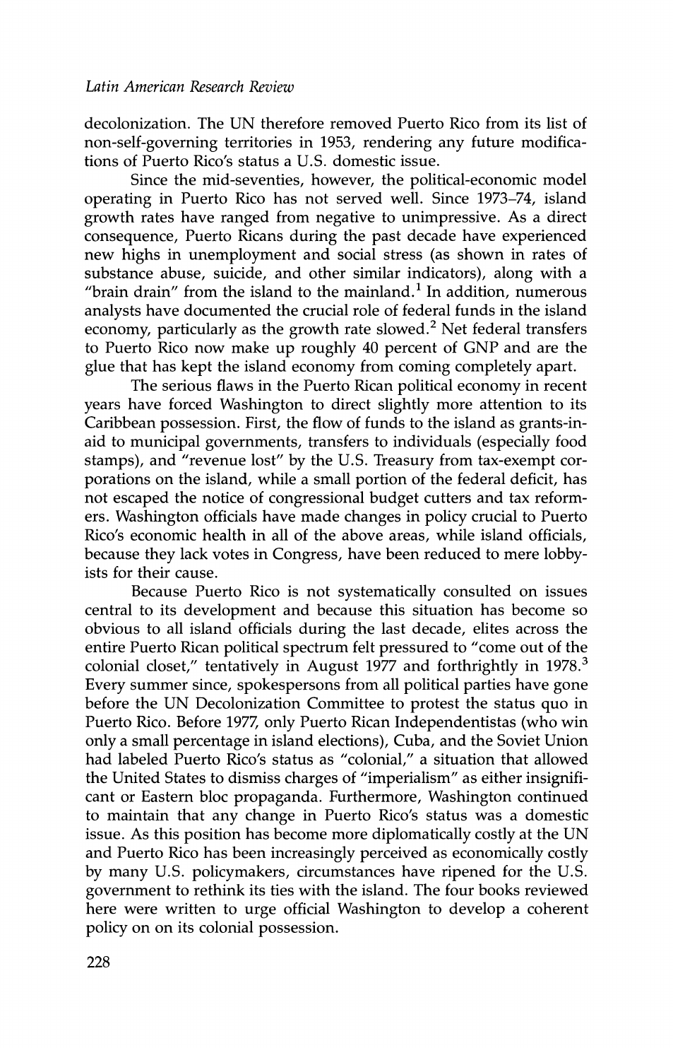decolonization. The UN therefore removed Puerto Rico from its list of non-self-governing territories in 1953, rendering any future modifications of Puerto Rico's status a U.S. domestic issue.

Since the mid-seventies, however, the political-economic model operating in Puerto Rico has not served well. Since 1973–74, island growth rates have ranged from negative to unimpressive. As a direct consequence, Puerto Ricans during the past decade have experienced new highs in unemployment and social stress (as shown in rates of substance abuse, suicide, and other similar indicators), along with a "brain drain" from the island to the mainland.[1] In addition, numerous analysts have documented the crucial role of federal funds in the island economy, particularly as the growth rate slowed.[2] Net federal transfers to Puerto Rico now make up roughly 40 percent of GNP and are the glue that has kept the island economy from coming completely apart.

The serious flaws in the Puerto Rican political economy in recent years have forced Washington to direct slightly more attention to its Caribbean possession. First, the flow of funds to the island as grants-in-aid to municipal governments, transfers to individuals (especially food stamps), and "revenue lost" by the U.S. Treasury from tax-exempt corporations on the island, while a small portion of the federal deficit, has not escaped the notice of congressional budget cutters and tax reformers. Washington officials have made changes in policy crucial to Puerto Rico's economic health in all of the above areas, while island officials, because they lack votes in Congress, have been reduced to mere lobbyists for their cause.

Because Puerto Rico is not systematically consulted on issues central to its development and because this situation has become so obvious to all island officials during the last decade, elites across the entire Puerto Rican political spectrum felt pressured to "come out of the colonial closet," tentatively in August 1977 and forthrightly in 1978.[3] Every summer since, spokespersons from all political parties have gone before the UN Decolonization Committee to protest the status quo in Puerto Rico. Before 1977, only Puerto Rican Independentistas (who win only a small percentage in island elections), Cuba, and the Soviet Union had labeled Puerto Rico's status as "colonial," a situation that allowed the United States to dismiss charges of "imperialism" as either insignificant or Eastern bloc propaganda. Furthermore, Washington continued to maintain that any change in Puerto Rico's status was a domestic issue. As this position has become more diplomatically costly at the UN and Puerto Rico has been increasingly perceived as economically costly by many U.S. policymakers, circumstances have ripened for the U.S. government to rethink its ties with the island. The four books reviewed here were written to urge official Washington to develop a coherent policy on on its colonial possession.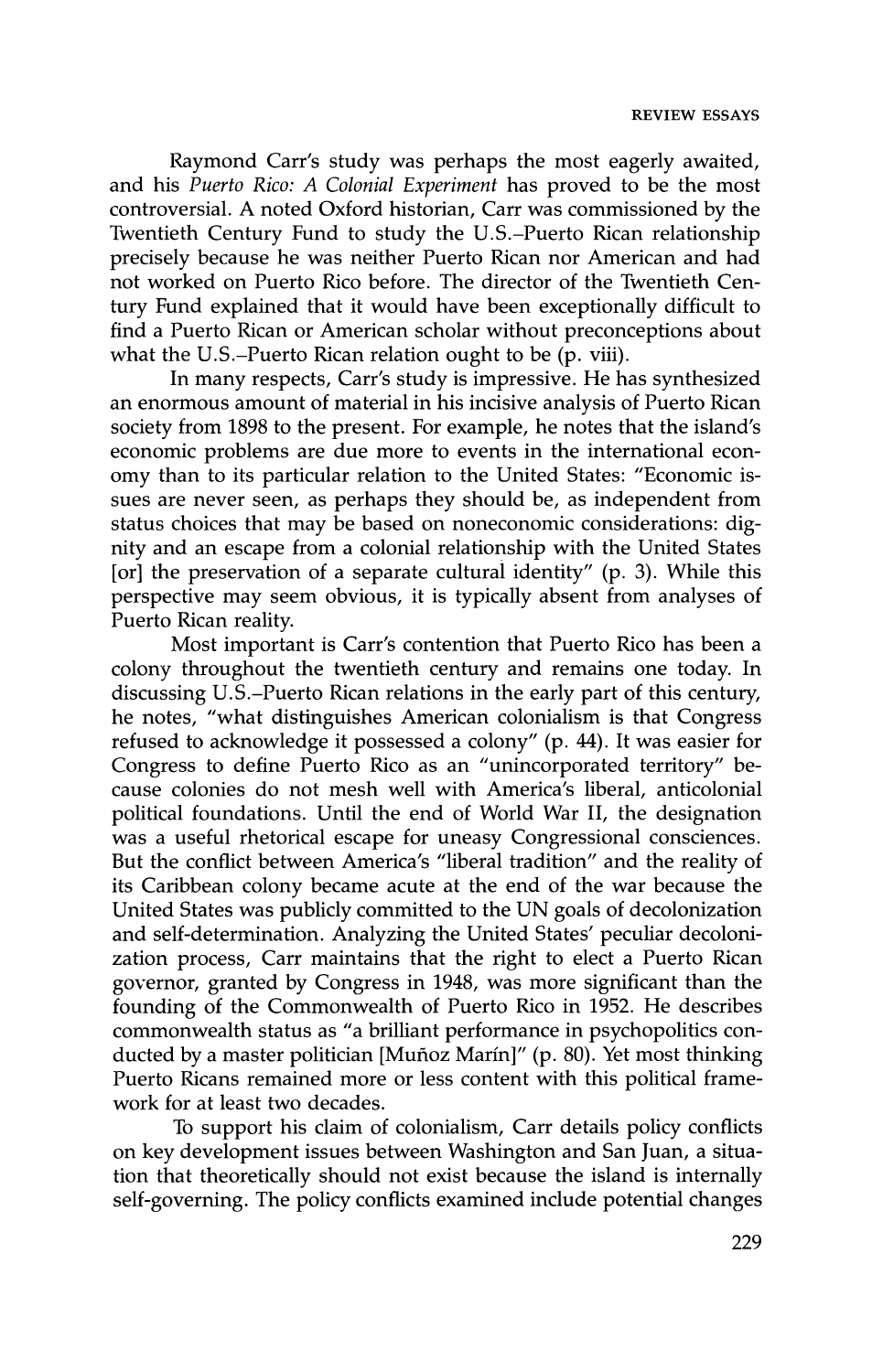Raymond Carr's study was perhaps the most eagerly awaited, and his *Puerto Rico: A Colonial Experiment* has proved to be the most controversial. A noted Oxford historian, Carr was commissioned by the Twentieth Century Fund to study the U.S.–Puerto Rican relationship precisely because he was neither Puerto Rican nor American and had not worked on Puerto Rico before. The director of the Twentieth Century Fund explained that it would have been exceptionally difficult to find a Puerto Rican or American scholar without preconceptions about what the U.S.–Puerto Rican relation ought to be (p. viii).

In many respects, Carr's study is impressive. He has synthesized an enormous amount of material in his incisive analysis of Puerto Rican society from 1898 to the present. For example, he notes that the island's economic problems are due more to events in the international economy than to its particular relation to the United States: "Economic issues are never seen, as perhaps they should be, as independent from status choices that may be based on noneconomic considerations: dignity and an escape from a colonial relationship with the United States [or] the preservation of a separate cultural identity" (p. 3). While this perspective may seem obvious, it is typically absent from analyses of Puerto Rican reality.

Most important is Carr's contention that Puerto Rico has been a colony throughout the twentieth century and remains one today. In discussing U.S.–Puerto Rican relations in the early part of this century, he notes, "what distinguishes American colonialism is that Congress refused to acknowledge it possessed a colony" (p. 44). It was easier for Congress to define Puerto Rico as an "unincorporated territory" because colonies do not mesh well with America's liberal, anticolonial political foundations. Until the end of World War II, the designation was a useful rhetorical escape for uneasy Congressional consciences. But the conflict between America's "liberal tradition" and the reality of its Caribbean colony became acute at the end of the war because the United States was publicly committed to the UN goals of decolonization and self-determination. Analyzing the United States' peculiar decolonization process, Carr maintains that the right to elect a Puerto Rican governor, granted by Congress in 1948, was more significant than the founding of the Commonwealth of Puerto Rico in 1952. He describes commonwealth status as "a brilliant performance in psychopolitics conducted by a master politician [Muñoz Marín]" (p. 80). Yet most thinking Puerto Ricans remained more or less content with this political framework for at least two decades.

To support his claim of colonialism, Carr details policy conflicts on key development issues between Washington and San Juan, a situation that theoretically should not exist because the island is internally self-governing. The policy conflicts examined include potential changes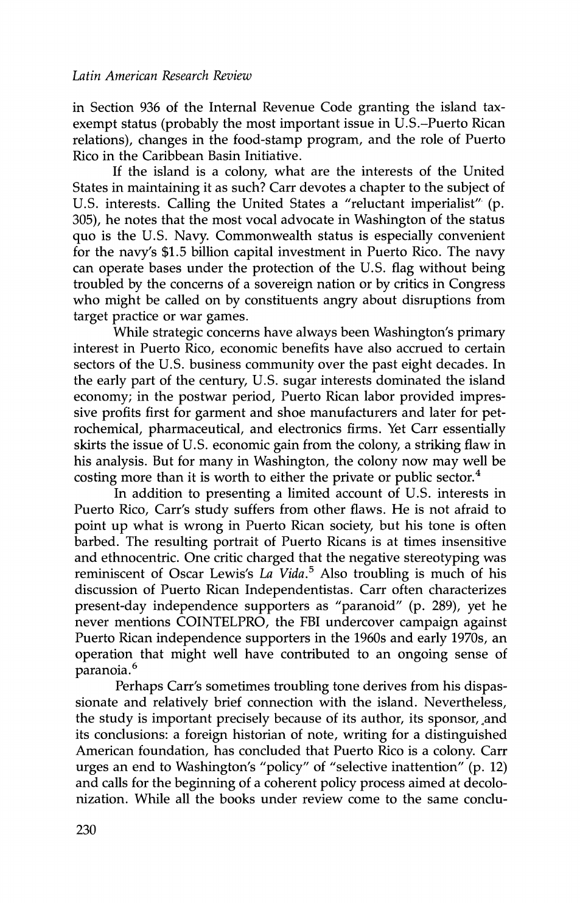in Section 936 of the Internal Revenue Code granting the island tax-exempt status (probably the most important issue in U.S.–Puerto Rican relations), changes in the food-stamp program, and the role of Puerto Rico in the Caribbean Basin Initiative.

If the island is a colony, what are the interests of the United States in maintaining it as such? Carr devotes a chapter to the subject of U.S. interests. Calling the United States a "reluctant imperialist" (p. 305), he notes that the most vocal advocate in Washington of the status quo is the U.S. Navy. Commonwealth status is especially convenient for the navy's $1.5 billion capital investment in Puerto Rico. The navy can operate bases under the protection of the U.S. flag without being troubled by the concerns of a sovereign nation or by critics in Congress who might be called on by constituents angry about disruptions from target practice or war games.

While strategic concerns have always been Washington's primary interest in Puerto Rico, economic benefits have also accrued to certain sectors of the U.S. business community over the past eight decades. In the early part of the century, U.S. sugar interests dominated the island economy; in the postwar period, Puerto Rican labor provided impressive profits first for garment and shoe manufacturers and later for petrochemical, pharmaceutical, and electronics firms. Yet Carr essentially skirts the issue of U.S. economic gain from the colony, a striking flaw in his analysis. But for many in Washington, the colony now may well be costing more than it is worth to either the private or public sector.[4]

In addition to presenting a limited account of U.S. interests in Puerto Rico, Carr's study suffers from other flaws. He is not afraid to point up what is wrong in Puerto Rican society, but his tone is often barbed. The resulting portrait of Puerto Ricans is at times insensitive and ethnocentric. One critic charged that the negative stereotyping was reminiscent of Oscar Lewis's *La Vida*.[5] Also troubling is much of his discussion of Puerto Rican Independentistas. Carr often characterizes present-day independence supporters as "paranoid" (p. 289), yet he never mentions COINTELPRO, the FBI undercover campaign against Puerto Rican independence supporters in the 1960s and early 1970s, an operation that might well have contributed to an ongoing sense of paranoia.[6]

Perhaps Carr's sometimes troubling tone derives from his dispassionate and relatively brief connection with the island. Nevertheless, the study is important precisely because of its author, its sponsor, and its conclusions: a foreign historian of note, writing for a distinguished American foundation, has concluded that Puerto Rico is a colony. Carr urges an end to Washington's "policy" of "selective inattention" (p. 12) and calls for the beginning of a coherent policy process aimed at decolonization. While all the books under review come to the same conclu-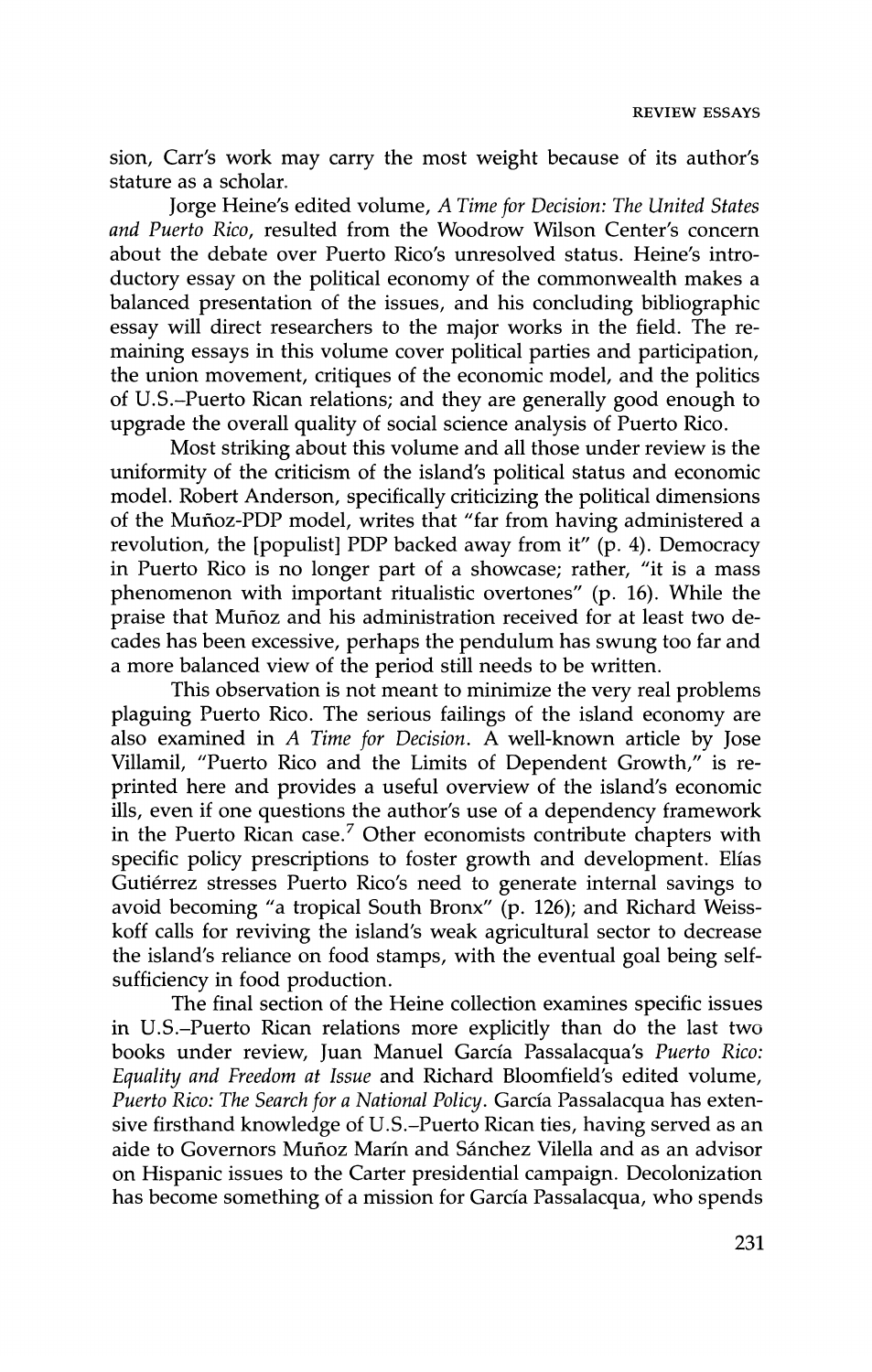sion, Carr's work may carry the most weight because of its author's stature as a scholar.

Jorge Heine's edited volume, *A Time for Decision: The United States and Puerto Rico*, resulted from the Woodrow Wilson Center's concern about the debate over Puerto Rico's unresolved status. Heine's introductory essay on the political economy of the commonwealth makes a balanced presentation of the issues, and his concluding bibliographic essay will direct researchers to the major works in the field. The remaining essays in this volume cover political parties and participation, the union movement, critiques of the economic model, and the politics of U.S.–Puerto Rican relations; and they are generally good enough to upgrade the overall quality of social science analysis of Puerto Rico.

Most striking about this volume and all those under review is the uniformity of the criticism of the island's political status and economic model. Robert Anderson, specifically criticizing the political dimensions of the Muñoz-PDP model, writes that "far from having administered a revolution, the [populist] PDP backed away from it" (p. 4). Democracy in Puerto Rico is no longer part of a showcase; rather, "it is a mass phenomenon with important ritualistic overtones" (p. 16). While the praise that Muñoz and his administration received for at least two decades has been excessive, perhaps the pendulum has swung too far and a more balanced view of the period still needs to be written.

This observation is not meant to minimize the very real problems plaguing Puerto Rico. The serious failings of the island economy are also examined in *A Time for Decision*. A well-known article by Jose Villamil, "Puerto Rico and the Limits of Dependent Growth," is reprinted here and provides a useful overview of the island's economic ills, even if one questions the author's use of a dependency framework in the Puerto Rican case.[7] Other economists contribute chapters with specific policy prescriptions to foster growth and development. Elías Gutiérrez stresses Puerto Rico's need to generate internal savings to avoid becoming "a tropical South Bronx" (p. 126); and Richard Weisskoff calls for reviving the island's weak agricultural sector to decrease the island's reliance on food stamps, with the eventual goal being self-sufficiency in food production.

The final section of the Heine collection examines specific issues in U.S.–Puerto Rican relations more explicitly than do the last two books under review, Juan Manuel García Passalacqua's *Puerto Rico: Equality and Freedom at Issue* and Richard Bloomfield's edited volume, *Puerto Rico: The Search for a National Policy*. García Passalacqua has extensive firsthand knowledge of U.S.–Puerto Rican ties, having served as an aide to Governors Muñoz Marín and Sánchez Vilella and as an advisor on Hispanic issues to the Carter presidential campaign. Decolonization has become something of a mission for García Passalacqua, who spends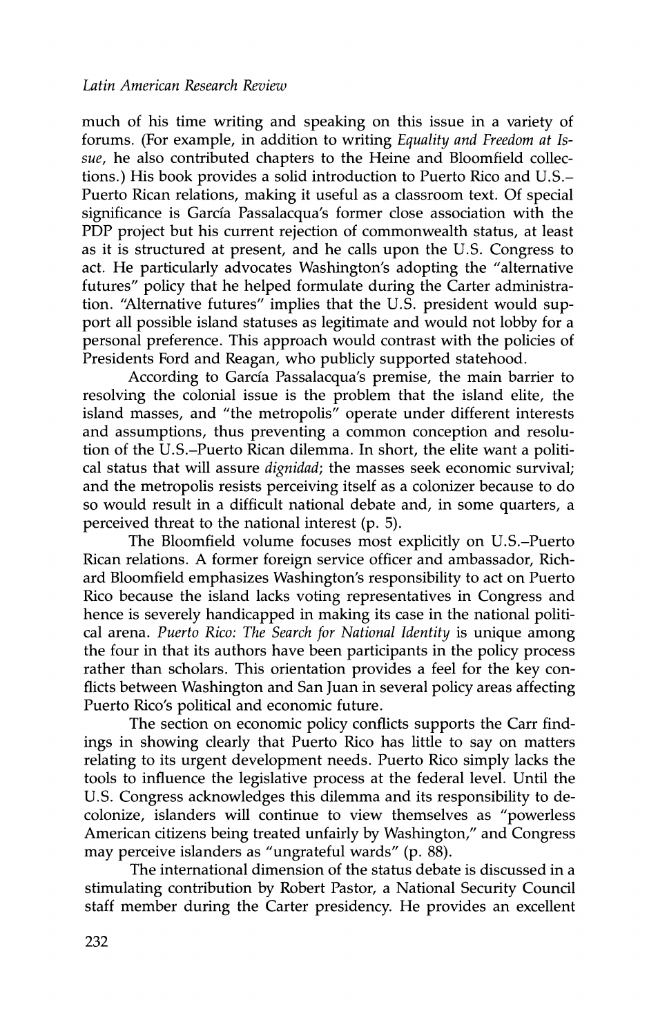much of his time writing and speaking on this issue in a variety of forums. (For example, in addition to writing *Equality and Freedom at Issue*, he also contributed chapters to the Heine and Bloomfield collections.) His book provides a solid introduction to Puerto Rico and U.S.–Puerto Rican relations, making it useful as a classroom text. Of special significance is García Passalacqua's former close association with the PDP project but his current rejection of commonwealth status, at least as it is structured at present, and he calls upon the U.S. Congress to act. He particularly advocates Washington's adopting the "alternative futures" policy that he helped formulate during the Carter administration. "Alternative futures" implies that the U.S. president would support all possible island statuses as legitimate and would not lobby for a personal preference. This approach would contrast with the policies of Presidents Ford and Reagan, who publicly supported statehood.

According to García Passalacqua's premise, the main barrier to resolving the colonial issue is the problem that the island elite, the island masses, and "the metropolis" operate under different interests and assumptions, thus preventing a common conception and resolution of the U.S.–Puerto Rican dilemma. In short, the elite want a political status that will assure *dignidad*; the masses seek economic survival; and the metropolis resists perceiving itself as a colonizer because to do so would result in a difficult national debate and, in some quarters, a perceived threat to the national interest (p. 5).

The Bloomfield volume focuses most explicitly on U.S.–Puerto Rican relations. A former foreign service officer and ambassador, Richard Bloomfield emphasizes Washington's responsibility to act on Puerto Rico because the island lacks voting representatives in Congress and hence is severely handicapped in making its case in the national political arena. *Puerto Rico: The Search for National Identity* is unique among the four in that its authors have been participants in the policy process rather than scholars. This orientation provides a feel for the key conflicts between Washington and San Juan in several policy areas affecting Puerto Rico's political and economic future.

The section on economic policy conflicts supports the Carr findings in showing clearly that Puerto Rico has little to say on matters relating to its urgent development needs. Puerto Rico simply lacks the tools to influence the legislative process at the federal level. Until the U.S. Congress acknowledges this dilemma and its responsibility to decolonize, islanders will continue to view themselves as "powerless American citizens being treated unfairly by Washington," and Congress may perceive islanders as "ungrateful wards" (p. 88).

The international dimension of the status debate is discussed in a stimulating contribution by Robert Pastor, a National Security Council staff member during the Carter presidency. He provides an excellent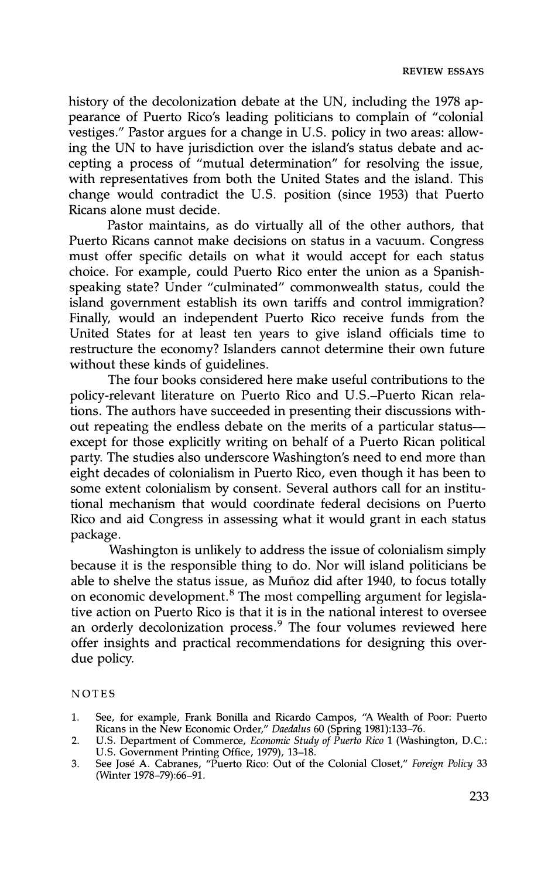history of the decolonization debate at the UN, including the 1978 appearance of Puerto Rico's leading politicians to complain of "colonial vestiges." Pastor argues for a change in U.S. policy in two areas: allowing the UN to have jurisdiction over the island's status debate and accepting a process of "mutual determination" for resolving the issue, with representatives from both the United States and the island. This change would contradict the U.S. position (since 1953) that Puerto Ricans alone must decide.

Pastor maintains, as do virtually all of the other authors, that Puerto Ricans cannot make decisions on status in a vacuum. Congress must offer specific details on what it would accept for each status choice. For example, could Puerto Rico enter the union as a Spanish-speaking state? Under "culminated" commonwealth status, could the island government establish its own tariffs and control immigration? Finally, would an independent Puerto Rico receive funds from the United States for at least ten years to give island officials time to restructure the economy? Islanders cannot determine their own future without these kinds of guidelines.

The four books considered here make useful contributions to the policy-relevant literature on Puerto Rico and U.S.–Puerto Rican relations. The authors have succeeded in presenting their discussions without repeating the endless debate on the merits of a particular status—except for those explicitly writing on behalf of a Puerto Rican political party. The studies also underscore Washington's need to end more than eight decades of colonialism in Puerto Rico, even though it has been to some extent colonialism by consent. Several authors call for an institutional mechanism that would coordinate federal decisions on Puerto Rico and aid Congress in assessing what it would grant in each status package.

Washington is unlikely to address the issue of colonialism simply because it is the responsible thing to do. Nor will island politicians be able to shelve the status issue, as Muñoz did after 1940, to focus totally on economic development.[8] The most compelling argument for legislative action on Puerto Rico is that it is in the national interest to oversee an orderly decolonization process.[9] The four volumes reviewed here offer insights and practical recommendations for designing this overdue policy.

NOTES

1. See, for example, Frank Bonilla and Ricardo Campos, "A Wealth of Poor: Puerto Ricans in the New Economic Order," *Daedalus* 60 (Spring 1981):133–76.
2. U.S. Department of Commerce, *Economic Study of Puerto Rico* 1 (Washington, D.C.: U.S. Government Printing Office, 1979), 13–18.
3. See José A. Cabranes, "Puerto Rico: Out of the Colonial Closet," *Foreign Policy* 33 (Winter 1978–79):66–91.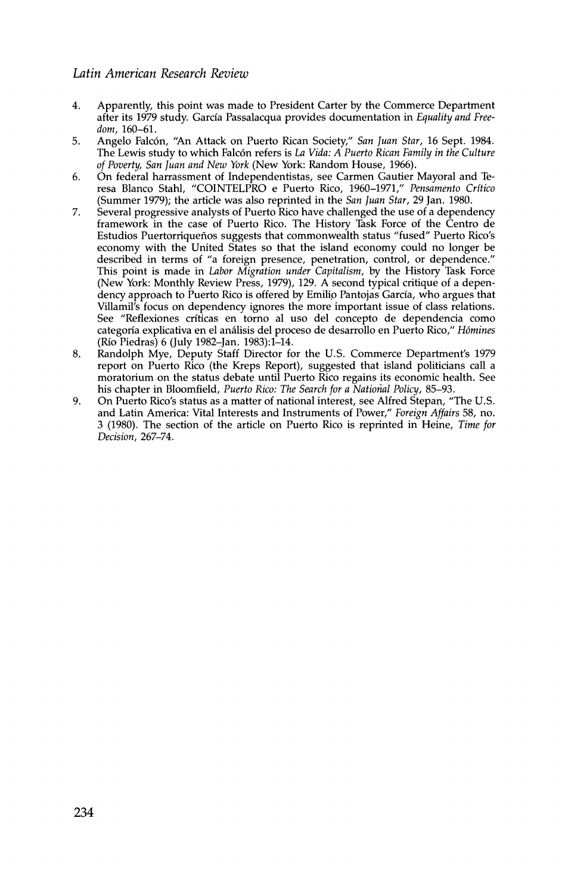4. Apparently, this point was made to President Carter by the Commerce Department after its 1979 study. García Passalacqua provides documentation in *Equality and Freedom*, 160–61.
5. Angelo Falcón, "An Attack on Puerto Rican Society," *San Juan Star*, 16 Sept. 1984. The Lewis study to which Falcón refers is *La Vida: A Puerto Rican Family in the Culture of Poverty, San Juan and New York* (New York: Random House, 1966).
6. On federal harrassment of Independentistas, see Carmen Gautier Mayoral and Teresa Blanco Stahl, "COINTELPRO e Puerto Rico, 1960–1971," *Pensamento Crítico* (Summer 1979); the article was also reprinted in the *San Juan Star*, 29 Jan. 1980.
7. Several progressive analysts of Puerto Rico have challenged the use of a dependency framework in the case of Puerto Rico. The History Task Force of the Centro de Estudios Puertorriqueños suggests that commonwealth status "fused" Puerto Rico's economy with the United States so that the island economy could no longer be described in terms of "a foreign presence, penetration, control, or dependence." This point is made in *Labor Migration under Capitalism*, by the History Task Force (New York: Monthly Review Press, 1979), 129. A second typical critique of a dependency approach to Puerto Rico is offered by Emilio Pantojas García, who argues that Villamil's focus on dependency ignores the more important issue of class relations. See "Reflexiones críticas en torno al uso del concepto de dependencia como categoría explicativa en el análisis del proceso de desarrollo en Puerto Rico," *Hómines* (Río Piedras) 6 (July 1982–Jan. 1983):1–14.
8. Randolph Mye, Deputy Staff Director for the U.S. Commerce Department's 1979 report on Puerto Rico (the Kreps Report), suggested that island politicians call a moratorium on the status debate until Puerto Rico regains its economic health. See his chapter in Bloomfield, *Puerto Rico: The Search for a National Policy*, 85–93.
9. On Puerto Rico's status as a matter of national interest, see Alfred Stepan, "The U.S. and Latin America: Vital Interests and Instruments of Power," *Foreign Affairs* 58, no. 3 (1980). The section of the article on Puerto Rico is reprinted in Heine, *Time for Decision*, 267–74.